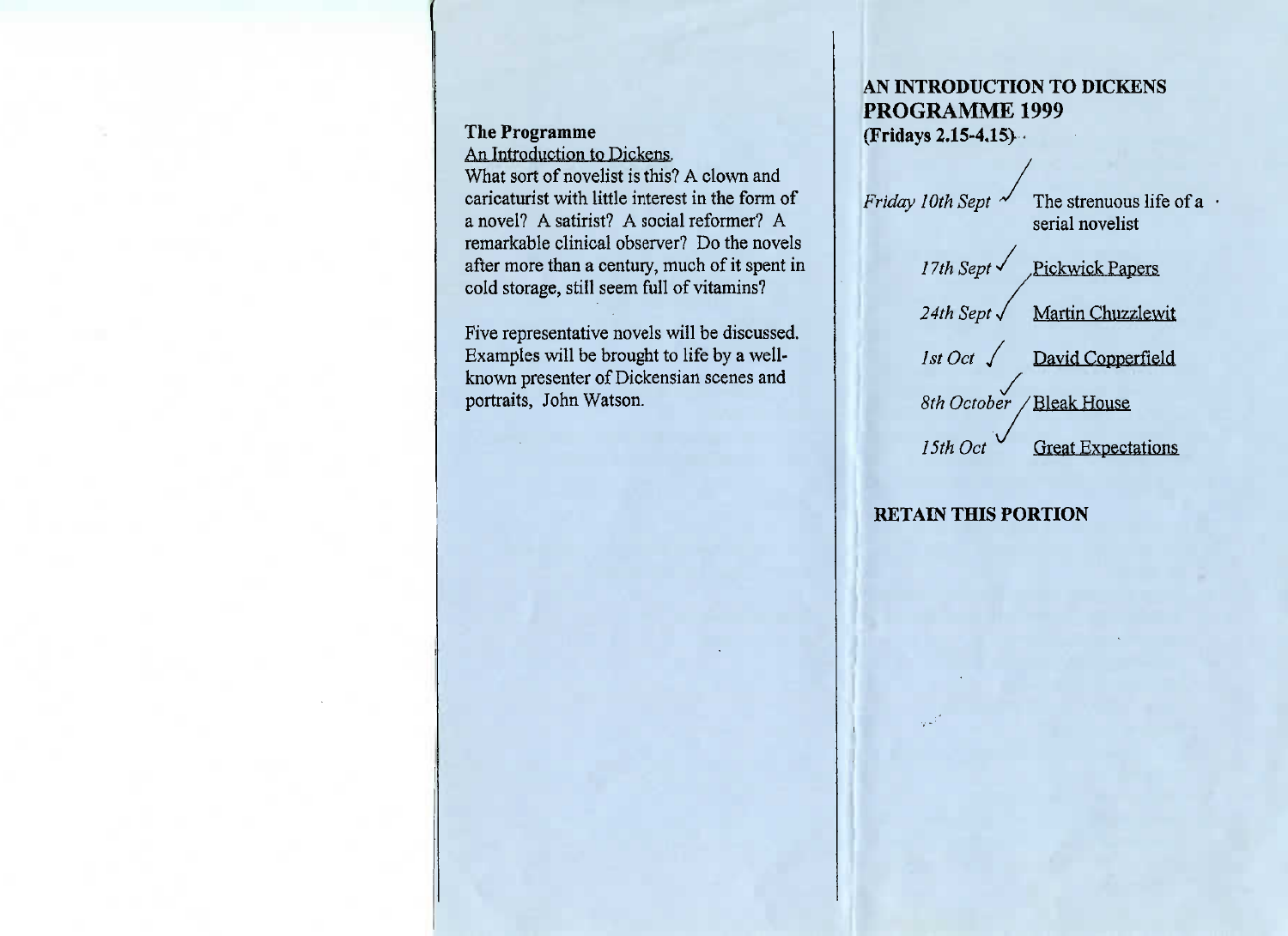**The Programme**

An Introduction to Dickens.

What sort of novelist is this? A clown and caricaturist with little interest in the form of a novel? A satirist? A social reformer? A remarkable clinical observer? Do the novels after more than a century, much of it spent in cold storage, still seem full of vitamins?

Five representative novels will be discussed. Examples will be brought to life by a well-known presenter of Dickensian scenes and portraits, John Watson.

## AN INTRODUCTION TO DICKENS PROGRAMME 1999

**(Fridays 2.15-4.15)**

| | |
|---|---|
| *Friday 10th Sept* ✓ | The strenuous life of a serial novelist |
| *17th Sept* ✓ | Pickwick Papers |
| *24th Sept* ✓ | Martin Chuzzlewit |
| *1st Oct* ✓ | David Copperfield |
| *8th October* ✓ | Bleak House |
| *15th Oct* ✓ | Great Expectations |

**RETAIN THIS PORTION**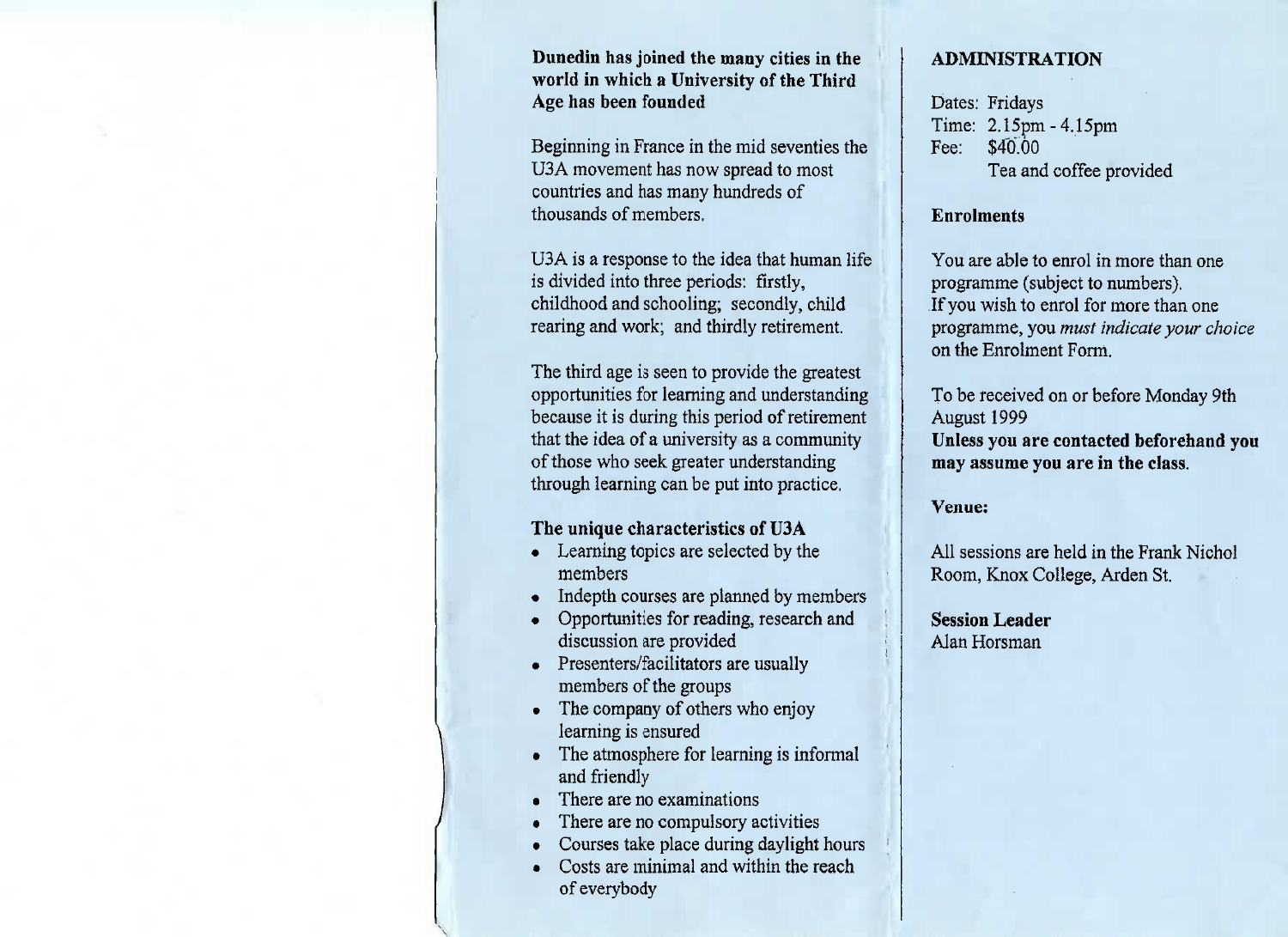**Dunedin has joined the many cities in the world in which a University of the Third Age has been founded**

Beginning in France in the mid seventies the U3A movement has now spread to most countries and has many hundreds of thousands of members.

U3A is a response to the idea that human life is divided into three periods: firstly, childhood and schooling; secondly, child rearing and work; and thirdly retirement.

The third age is seen to provide the greatest opportunities for learning and understanding because it is during this period of retirement that the idea of a university as a community of those who seek greater understanding through learning can be put into practice.

### The unique characteristics of U3A

- Learning topics are selected by the members
- Indepth courses are planned by members
- Opportunities for reading, research and discussion are provided
- Presenters/facilitators are usually members of the groups
- The company of others who enjoy learning is ensured
- The atmosphere for learning is informal and friendly
- There are no examinations
- There are no compulsory activities
- Courses take place during daylight hours
- Costs are minimal and within the reach of everybody

## ADMINISTRATION

Dates: Fridays
Time: 2.15pm - 4.15pm
Fee: $40.00
Tea and coffee provided

### Enrolments

You are able to enrol in more than one programme (subject to numbers).
If you wish to enrol for more than one programme, you *must indicate your choice* on the Enrolment Form.

To be received on or before Monday 9th August 1999
**Unless you are contacted beforehand you may assume you are in the class.**

### Venue:

All sessions are held in the Frank Nichol Room, Knox College, Arden St.

**Session Leader**
Alan Horsman